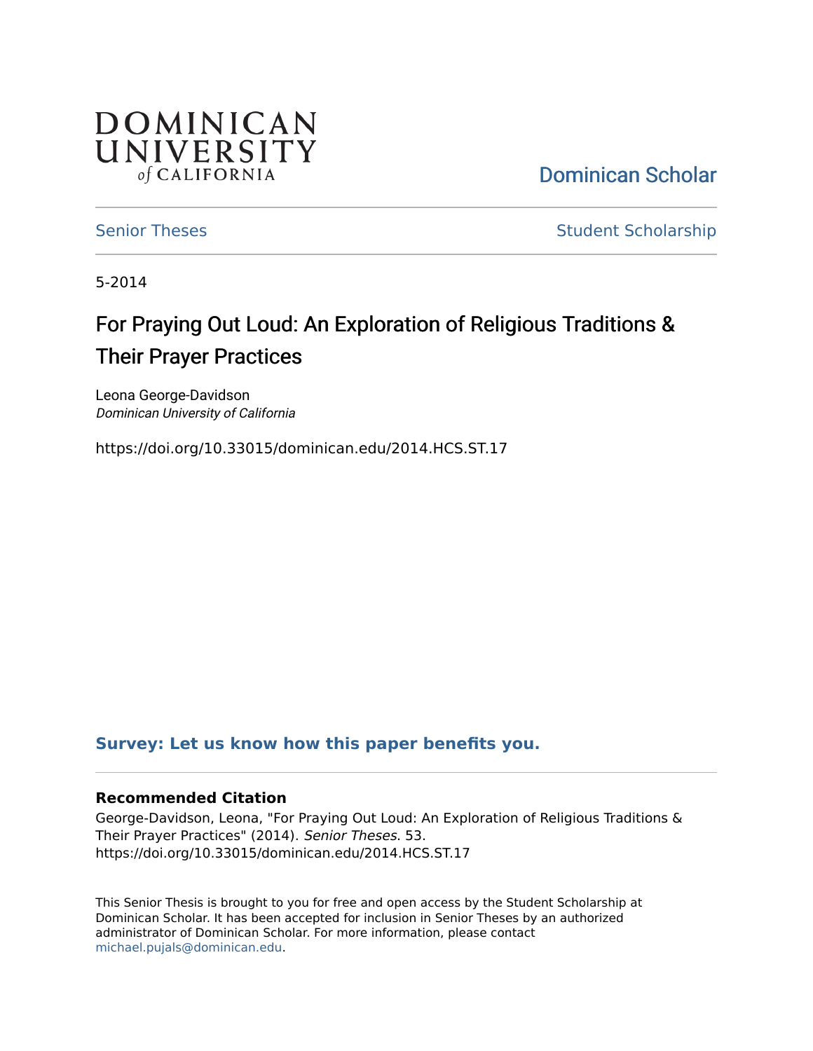DOMINICAN UNIVERSITY *of* CALIFORNIA

Dominican Scholar

Senior Theses

Student Scholarship

5-2014

# For Praying Out Loud: An Exploration of Religious Traditions & Their Prayer Practices

Leona George-Davidson
*Dominican University of California*

https://doi.org/10.33015/dominican.edu/2014.HCS.ST.17

**Survey: Let us know how this paper benefits you.**

### Recommended Citation

George-Davidson, Leona, "For Praying Out Loud: An Exploration of Religious Traditions & Their Prayer Practices" (2014). *Senior Theses*. 53.
https://doi.org/10.33015/dominican.edu/2014.HCS.ST.17

This Senior Thesis is brought to you for free and open access by the Student Scholarship at Dominican Scholar. It has been accepted for inclusion in Senior Theses by an authorized administrator of Dominican Scholar. For more information, please contact michael.pujals@dominican.edu.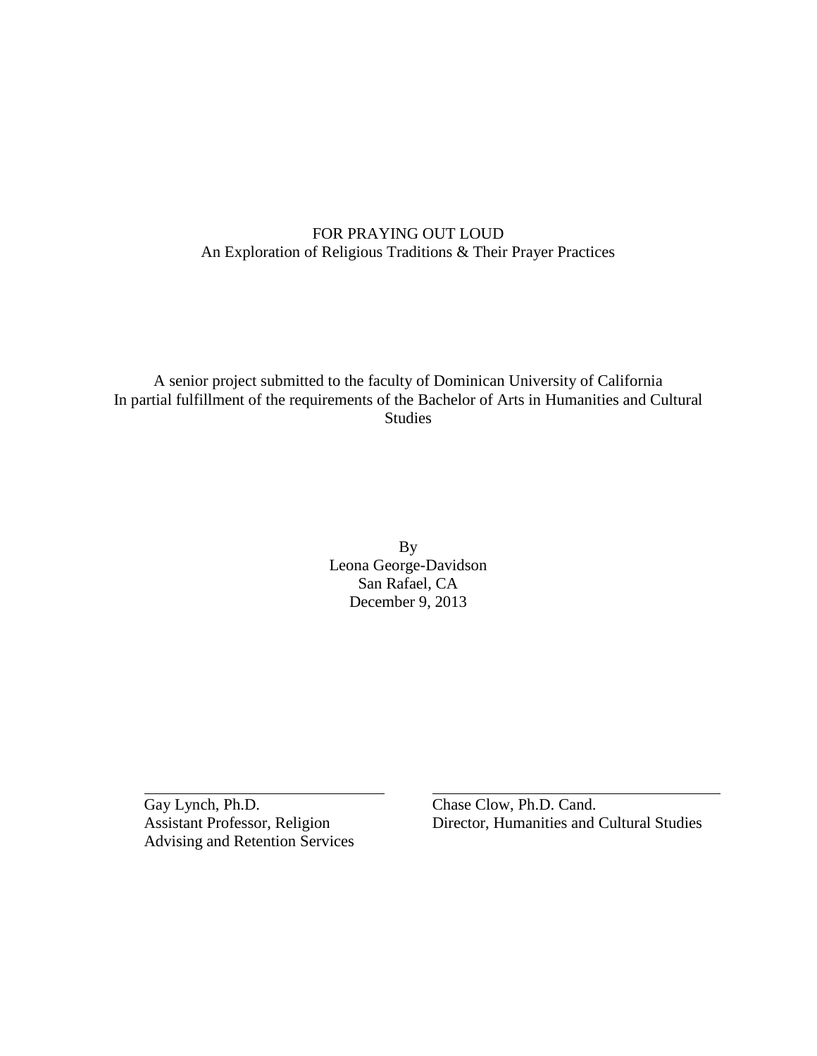FOR PRAYING OUT LOUD

An Exploration of Religious Traditions & Their Prayer Practices

A senior project submitted to the faculty of Dominican University of California
In partial fulfillment of the requirements of the Bachelor of Arts in Humanities and Cultural Studies

By
Leona George-Davidson
San Rafael, CA
December 9, 2013

Gay Lynch, Ph.D.
Assistant Professor, Religion
Advising and Retention Services

Chase Clow, Ph.D. Cand.
Director, Humanities and Cultural Studies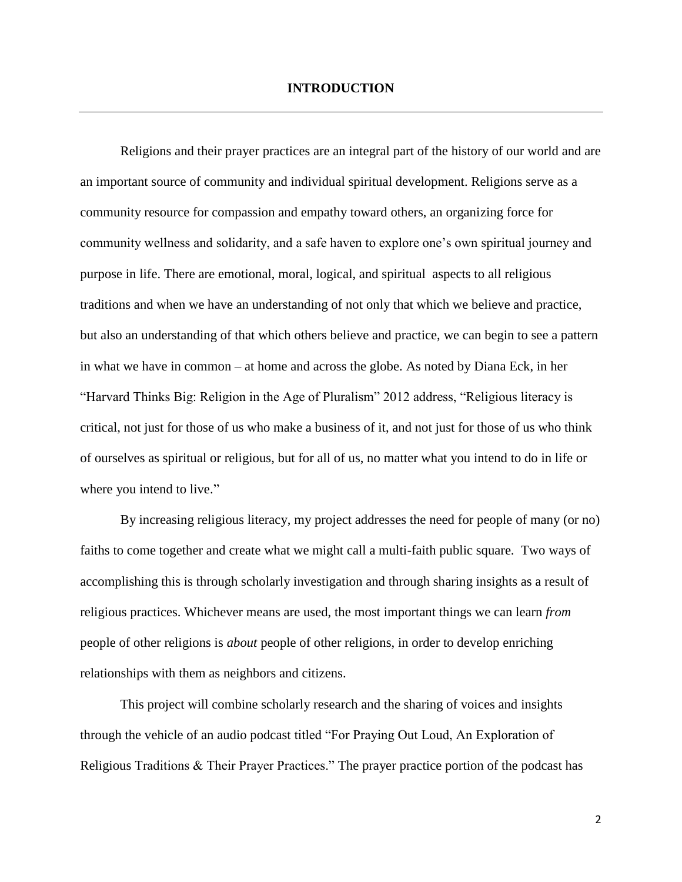# INTRODUCTION

Religions and their prayer practices are an integral part of the history of our world and are an important source of community and individual spiritual development. Religions serve as a community resource for compassion and empathy toward others, an organizing force for community wellness and solidarity, and a safe haven to explore one's own spiritual journey and purpose in life. There are emotional, moral, logical, and spiritual aspects to all religious traditions and when we have an understanding of not only that which we believe and practice, but also an understanding of that which others believe and practice, we can begin to see a pattern in what we have in common – at home and across the globe. As noted by Diana Eck, in her "Harvard Thinks Big: Religion in the Age of Pluralism" 2012 address, "Religious literacy is critical, not just for those of us who make a business of it, and not just for those of us who think of ourselves as spiritual or religious, but for all of us, no matter what you intend to do in life or where you intend to live."

By increasing religious literacy, my project addresses the need for people of many (or no) faiths to come together and create what we might call a multi-faith public square. Two ways of accomplishing this is through scholarly investigation and through sharing insights as a result of religious practices. Whichever means are used, the most important things we can learn *from* people of other religions is *about* people of other religions, in order to develop enriching relationships with them as neighbors and citizens.

This project will combine scholarly research and the sharing of voices and insights through the vehicle of an audio podcast titled "For Praying Out Loud, An Exploration of Religious Traditions & Their Prayer Practices." The prayer practice portion of the podcast has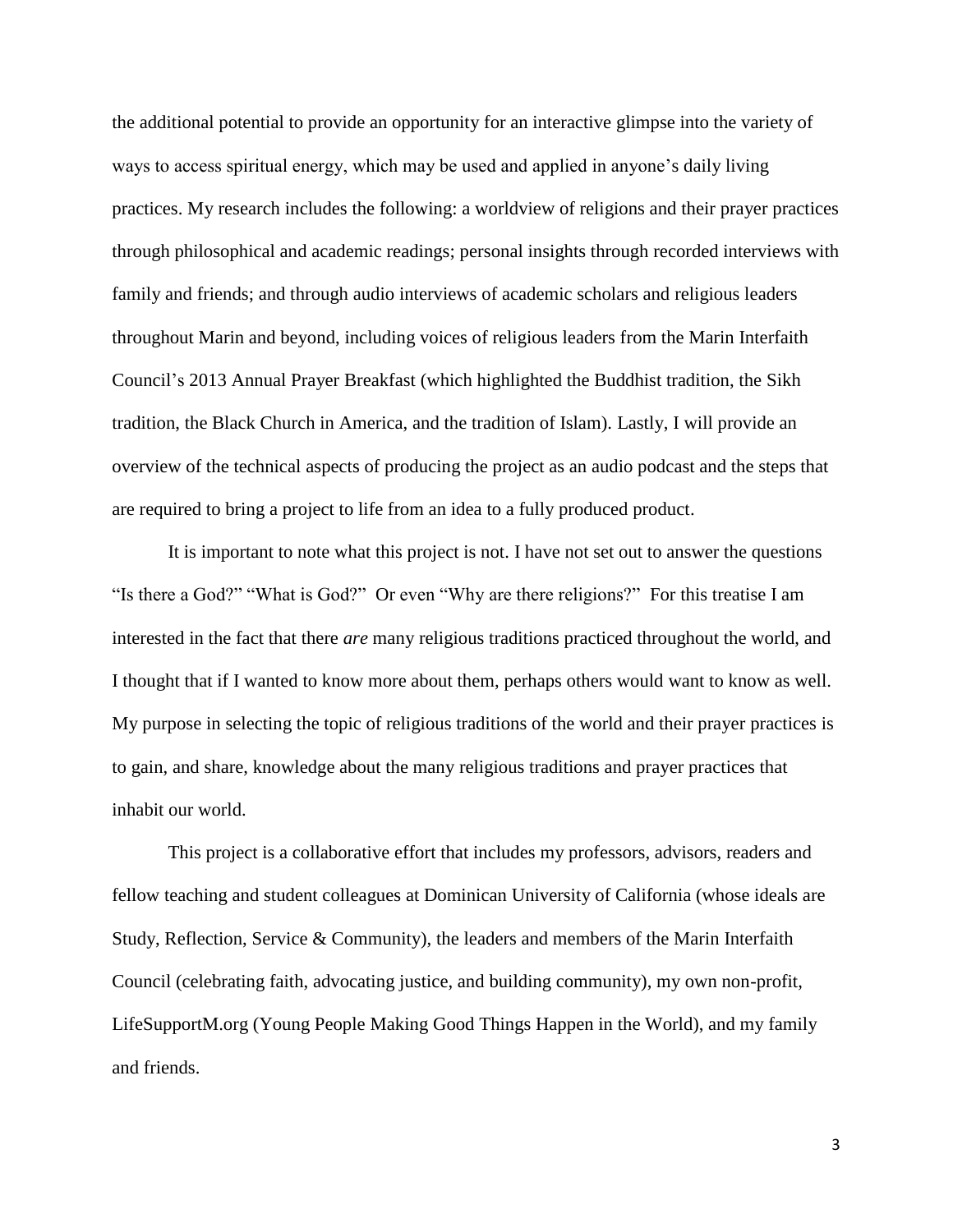the additional potential to provide an opportunity for an interactive glimpse into the variety of ways to access spiritual energy, which may be used and applied in anyone's daily living practices. My research includes the following: a worldview of religions and their prayer practices through philosophical and academic readings; personal insights through recorded interviews with family and friends; and through audio interviews of academic scholars and religious leaders throughout Marin and beyond, including voices of religious leaders from the Marin Interfaith Council's 2013 Annual Prayer Breakfast (which highlighted the Buddhist tradition, the Sikh tradition, the Black Church in America, and the tradition of Islam). Lastly, I will provide an overview of the technical aspects of producing the project as an audio podcast and the steps that are required to bring a project to life from an idea to a fully produced product.

It is important to note what this project is not. I have not set out to answer the questions "Is there a God?" "What is God?" Or even "Why are there religions?" For this treatise I am interested in the fact that there *are* many religious traditions practiced throughout the world, and I thought that if I wanted to know more about them, perhaps others would want to know as well. My purpose in selecting the topic of religious traditions of the world and their prayer practices is to gain, and share, knowledge about the many religious traditions and prayer practices that inhabit our world.

This project is a collaborative effort that includes my professors, advisors, readers and fellow teaching and student colleagues at Dominican University of California (whose ideals are Study, Reflection, Service & Community), the leaders and members of the Marin Interfaith Council (celebrating faith, advocating justice, and building community), my own non-profit, LifeSupportM.org (Young People Making Good Things Happen in the World), and my family and friends.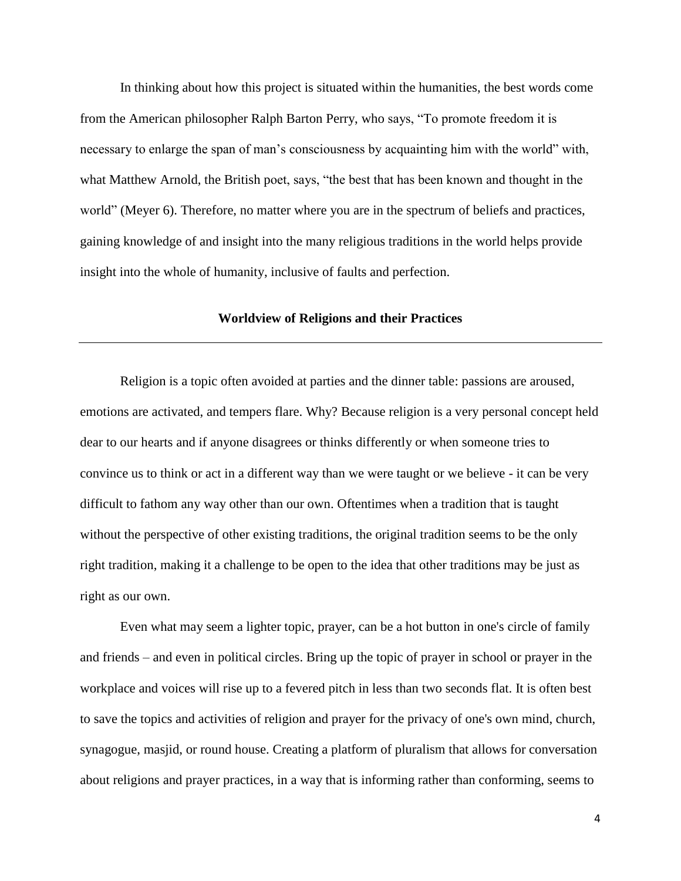In thinking about how this project is situated within the humanities, the best words come from the American philosopher Ralph Barton Perry, who says, "To promote freedom it is necessary to enlarge the span of man's consciousness by acquainting him with the world" with, what Matthew Arnold, the British poet, says, "the best that has been known and thought in the world" (Meyer 6). Therefore, no matter where you are in the spectrum of beliefs and practices, gaining knowledge of and insight into the many religious traditions in the world helps provide insight into the whole of humanity, inclusive of faults and perfection.

## Worldview of Religions and their Practices

---

Religion is a topic often avoided at parties and the dinner table: passions are aroused, emotions are activated, and tempers flare. Why? Because religion is a very personal concept held dear to our hearts and if anyone disagrees or thinks differently or when someone tries to convince us to think or act in a different way than we were taught or we believe - it can be very difficult to fathom any way other than our own. Oftentimes when a tradition that is taught without the perspective of other existing traditions, the original tradition seems to be the only right tradition, making it a challenge to be open to the idea that other traditions may be just as right as our own.

Even what may seem a lighter topic, prayer, can be a hot button in one's circle of family and friends – and even in political circles. Bring up the topic of prayer in school or prayer in the workplace and voices will rise up to a fevered pitch in less than two seconds flat. It is often best to save the topics and activities of religion and prayer for the privacy of one's own mind, church, synagogue, masjid, or round house. Creating a platform of pluralism that allows for conversation about religions and prayer practices, in a way that is informing rather than conforming, seems to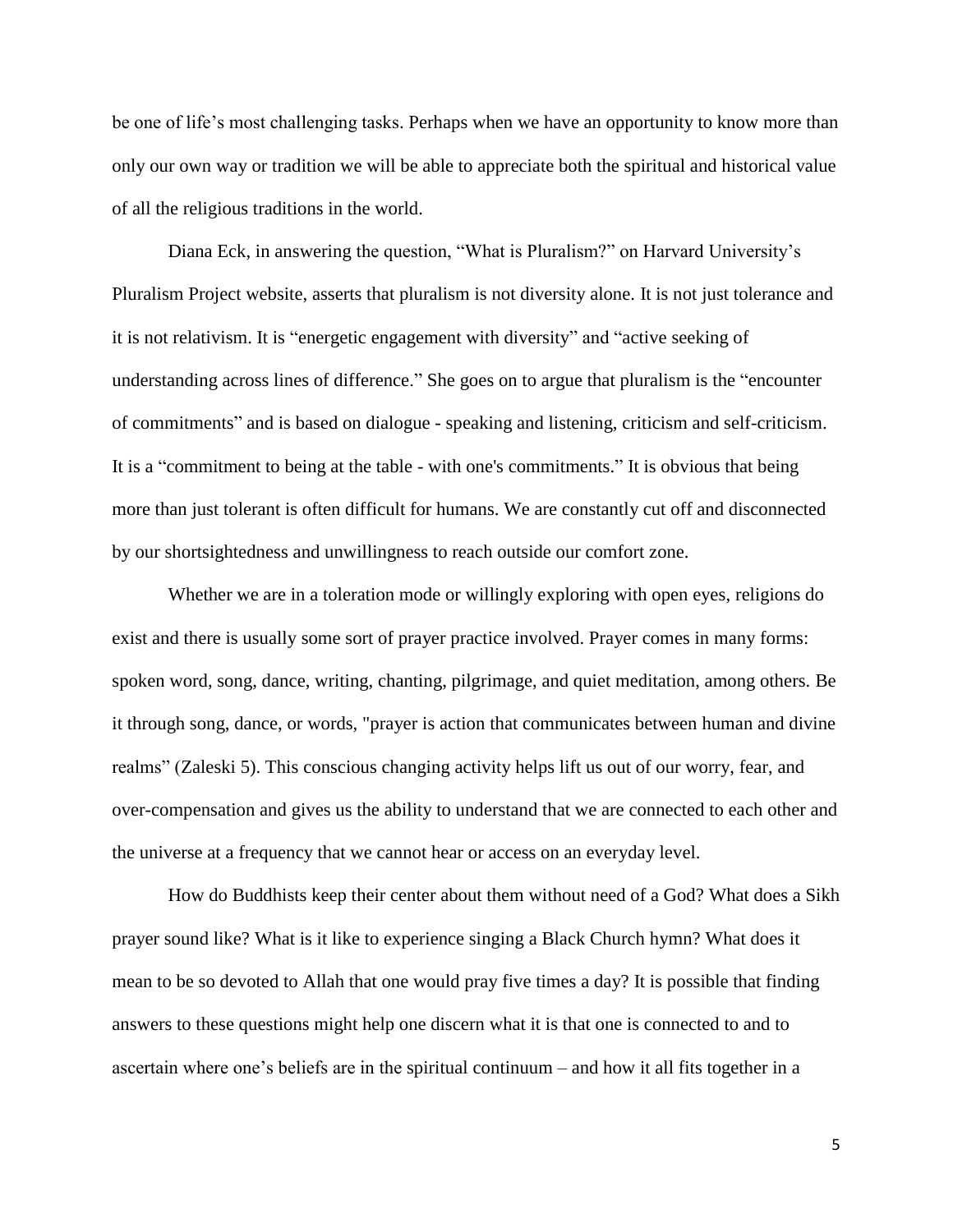be one of life's most challenging tasks. Perhaps when we have an opportunity to know more than only our own way or tradition we will be able to appreciate both the spiritual and historical value of all the religious traditions in the world.

Diana Eck, in answering the question, "What is Pluralism?" on Harvard University's Pluralism Project website, asserts that pluralism is not diversity alone. It is not just tolerance and it is not relativism. It is "energetic engagement with diversity" and "active seeking of understanding across lines of difference." She goes on to argue that pluralism is the "encounter of commitments" and is based on dialogue - speaking and listening, criticism and self-criticism. It is a "commitment to being at the table - with one's commitments." It is obvious that being more than just tolerant is often difficult for humans. We are constantly cut off and disconnected by our shortsightedness and unwillingness to reach outside our comfort zone.

Whether we are in a toleration mode or willingly exploring with open eyes, religions do exist and there is usually some sort of prayer practice involved. Prayer comes in many forms: spoken word, song, dance, writing, chanting, pilgrimage, and quiet meditation, among others. Be it through song, dance, or words, "prayer is action that communicates between human and divine realms" (Zaleski 5). This conscious changing activity helps lift us out of our worry, fear, and over-compensation and gives us the ability to understand that we are connected to each other and the universe at a frequency that we cannot hear or access on an everyday level.

How do Buddhists keep their center about them without need of a God? What does a Sikh prayer sound like? What is it like to experience singing a Black Church hymn? What does it mean to be so devoted to Allah that one would pray five times a day? It is possible that finding answers to these questions might help one discern what it is that one is connected to and to ascertain where one's beliefs are in the spiritual continuum – and how it all fits together in a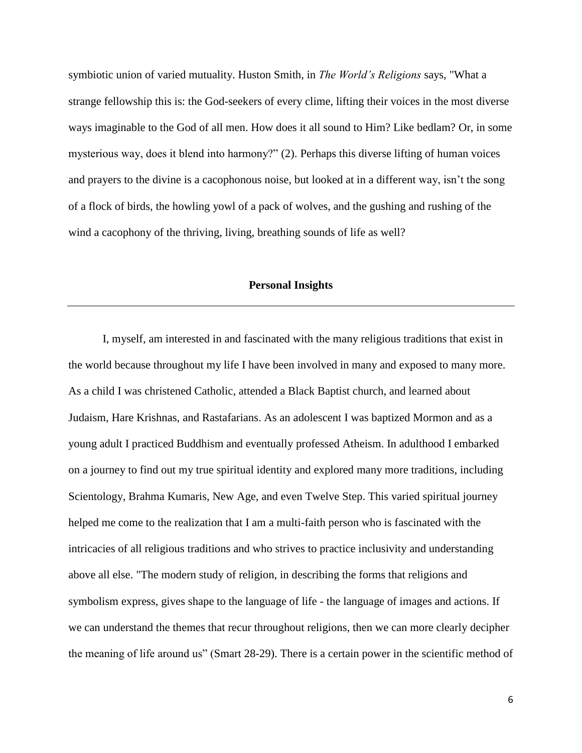symbiotic union of varied mutuality. Huston Smith, in *The World's Religions* says, "What a strange fellowship this is: the God-seekers of every clime, lifting their voices in the most diverse ways imaginable to the God of all men. How does it all sound to Him? Like bedlam? Or, in some mysterious way, does it blend into harmony?" (2). Perhaps this diverse lifting of human voices and prayers to the divine is a cacophonous noise, but looked at in a different way, isn't the song of a flock of birds, the howling yowl of a pack of wolves, and the gushing and rushing of the wind a cacophony of the thriving, living, breathing sounds of life as well?

## Personal Insights

---

I, myself, am interested in and fascinated with the many religious traditions that exist in the world because throughout my life I have been involved in many and exposed to many more. As a child I was christened Catholic, attended a Black Baptist church, and learned about Judaism, Hare Krishnas, and Rastafarians. As an adolescent I was baptized Mormon and as a young adult I practiced Buddhism and eventually professed Atheism. In adulthood I embarked on a journey to find out my true spiritual identity and explored many more traditions, including Scientology, Brahma Kumaris, New Age, and even Twelve Step. This varied spiritual journey helped me come to the realization that I am a multi-faith person who is fascinated with the intricacies of all religious traditions and who strives to practice inclusivity and understanding above all else. "The modern study of religion, in describing the forms that religions and symbolism express, gives shape to the language of life - the language of images and actions. If we can understand the themes that recur throughout religions, then we can more clearly decipher the meaning of life around us" (Smart 28-29). There is a certain power in the scientific method of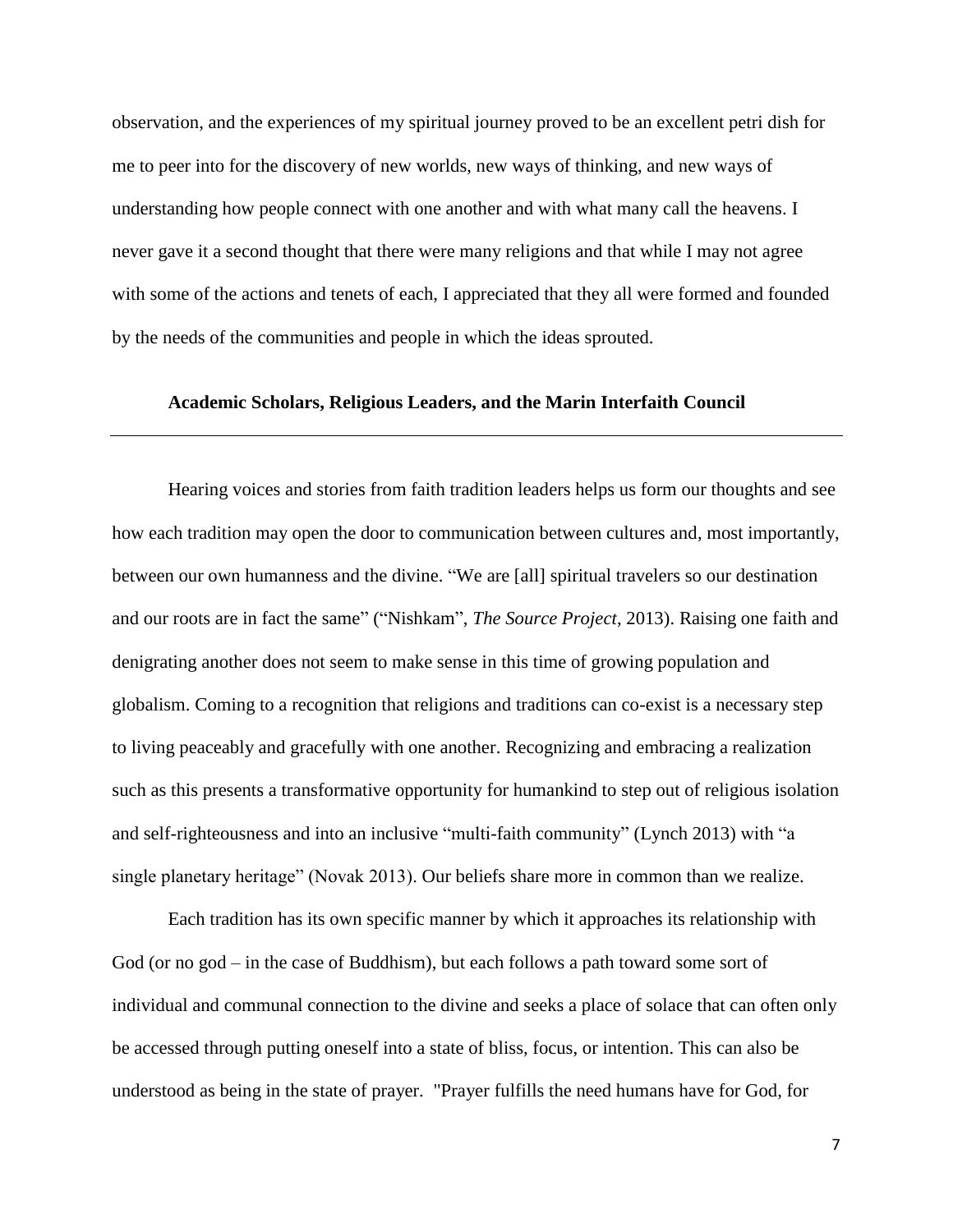observation, and the experiences of my spiritual journey proved to be an excellent petri dish for me to peer into for the discovery of new worlds, new ways of thinking, and new ways of understanding how people connect with one another and with what many call the heavens. I never gave it a second thought that there were many religions and that while I may not agree with some of the actions and tenets of each, I appreciated that they all were formed and founded by the needs of the communities and people in which the ideas sprouted.

## Academic Scholars, Religious Leaders, and the Marin Interfaith Council

Hearing voices and stories from faith tradition leaders helps us form our thoughts and see how each tradition may open the door to communication between cultures and, most importantly, between our own humanness and the divine. "We are [all] spiritual travelers so our destination and our roots are in fact the same" ("Nishkam", *The Source Project*, 2013). Raising one faith and denigrating another does not seem to make sense in this time of growing population and globalism. Coming to a recognition that religions and traditions can co-exist is a necessary step to living peaceably and gracefully with one another. Recognizing and embracing a realization such as this presents a transformative opportunity for humankind to step out of religious isolation and self-righteousness and into an inclusive "multi-faith community" (Lynch 2013) with "a single planetary heritage" (Novak 2013). Our beliefs share more in common than we realize.

Each tradition has its own specific manner by which it approaches its relationship with God (or no god – in the case of Buddhism), but each follows a path toward some sort of individual and communal connection to the divine and seeks a place of solace that can often only be accessed through putting oneself into a state of bliss, focus, or intention. This can also be understood as being in the state of prayer. "Prayer fulfills the need humans have for God, for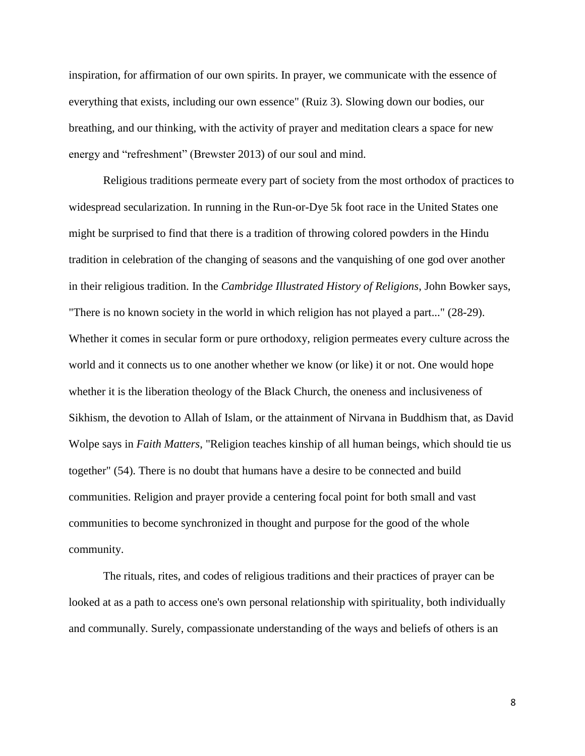inspiration, for affirmation of our own spirits. In prayer, we communicate with the essence of everything that exists, including our own essence" (Ruiz 3). Slowing down our bodies, our breathing, and our thinking, with the activity of prayer and meditation clears a space for new energy and "refreshment" (Brewster 2013) of our soul and mind.

Religious traditions permeate every part of society from the most orthodox of practices to widespread secularization. In running in the Run-or-Dye 5k foot race in the United States one might be surprised to find that there is a tradition of throwing colored powders in the Hindu tradition in celebration of the changing of seasons and the vanquishing of one god over another in their religious tradition. In the *Cambridge Illustrated History of Religions*, John Bowker says, "There is no known society in the world in which religion has not played a part..." (28-29). Whether it comes in secular form or pure orthodoxy, religion permeates every culture across the world and it connects us to one another whether we know (or like) it or not. One would hope whether it is the liberation theology of the Black Church, the oneness and inclusiveness of Sikhism, the devotion to Allah of Islam, or the attainment of Nirvana in Buddhism that, as David Wolpe says in *Faith Matters*, "Religion teaches kinship of all human beings, which should tie us together" (54). There is no doubt that humans have a desire to be connected and build communities. Religion and prayer provide a centering focal point for both small and vast communities to become synchronized in thought and purpose for the good of the whole community.

The rituals, rites, and codes of religious traditions and their practices of prayer can be looked at as a path to access one's own personal relationship with spirituality, both individually and communally. Surely, compassionate understanding of the ways and beliefs of others is an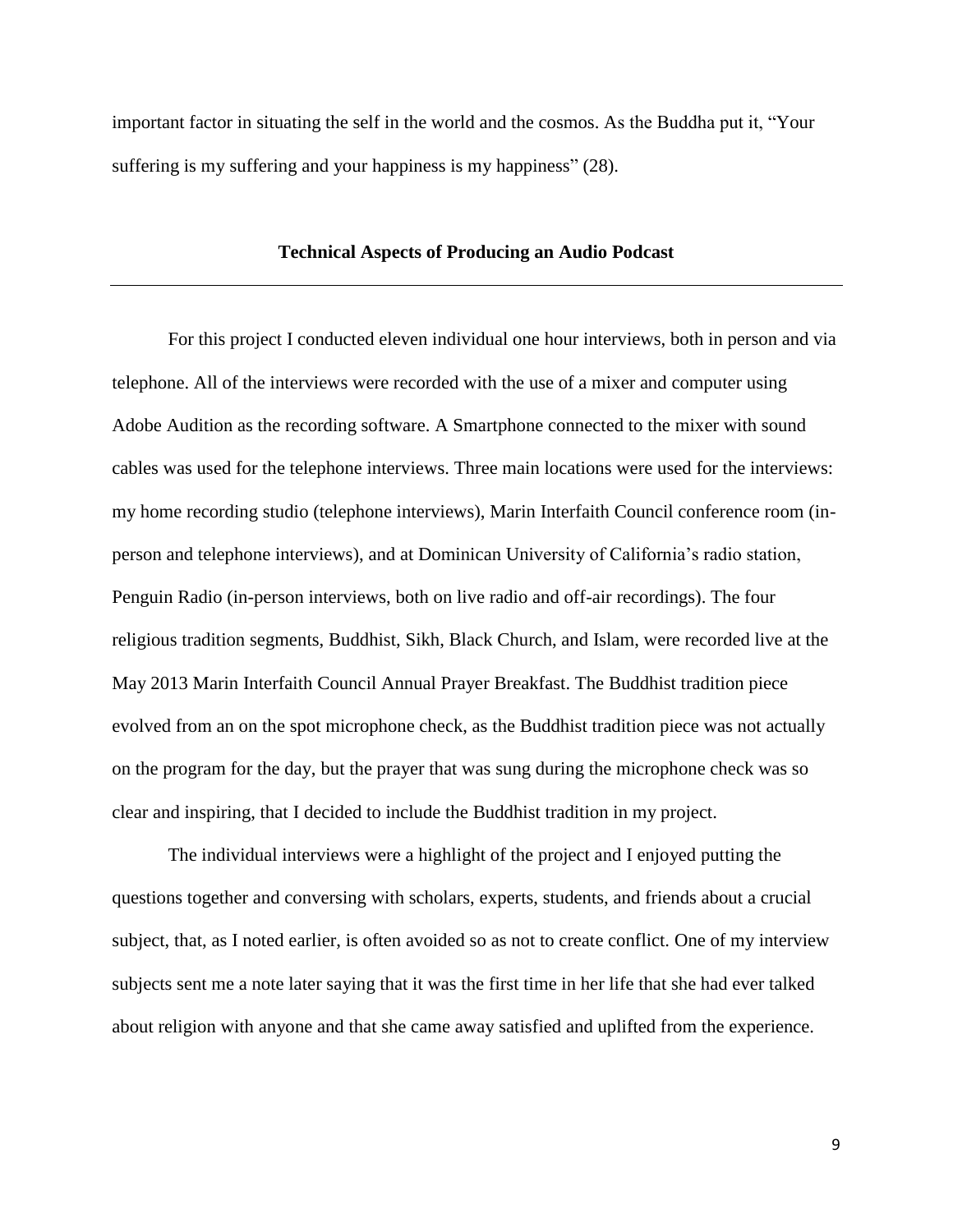important factor in situating the self in the world and the cosmos. As the Buddha put it, “Your suffering is my suffering and your happiness is my happiness” (28).

## Technical Aspects of Producing an Audio Podcast

---

For this project I conducted eleven individual one hour interviews, both in person and via telephone. All of the interviews were recorded with the use of a mixer and computer using Adobe Audition as the recording software. A Smartphone connected to the mixer with sound cables was used for the telephone interviews. Three main locations were used for the interviews: my home recording studio (telephone interviews), Marin Interfaith Council conference room (in-person and telephone interviews), and at Dominican University of California’s radio station, Penguin Radio (in-person interviews, both on live radio and off-air recordings). The four religious tradition segments, Buddhist, Sikh, Black Church, and Islam, were recorded live at the May 2013 Marin Interfaith Council Annual Prayer Breakfast. The Buddhist tradition piece evolved from an on the spot microphone check, as the Buddhist tradition piece was not actually on the program for the day, but the prayer that was sung during the microphone check was so clear and inspiring, that I decided to include the Buddhist tradition in my project.

The individual interviews were a highlight of the project and I enjoyed putting the questions together and conversing with scholars, experts, students, and friends about a crucial subject, that, as I noted earlier, is often avoided so as not to create conflict. One of my interview subjects sent me a note later saying that it was the first time in her life that she had ever talked about religion with anyone and that she came away satisfied and uplifted from the experience.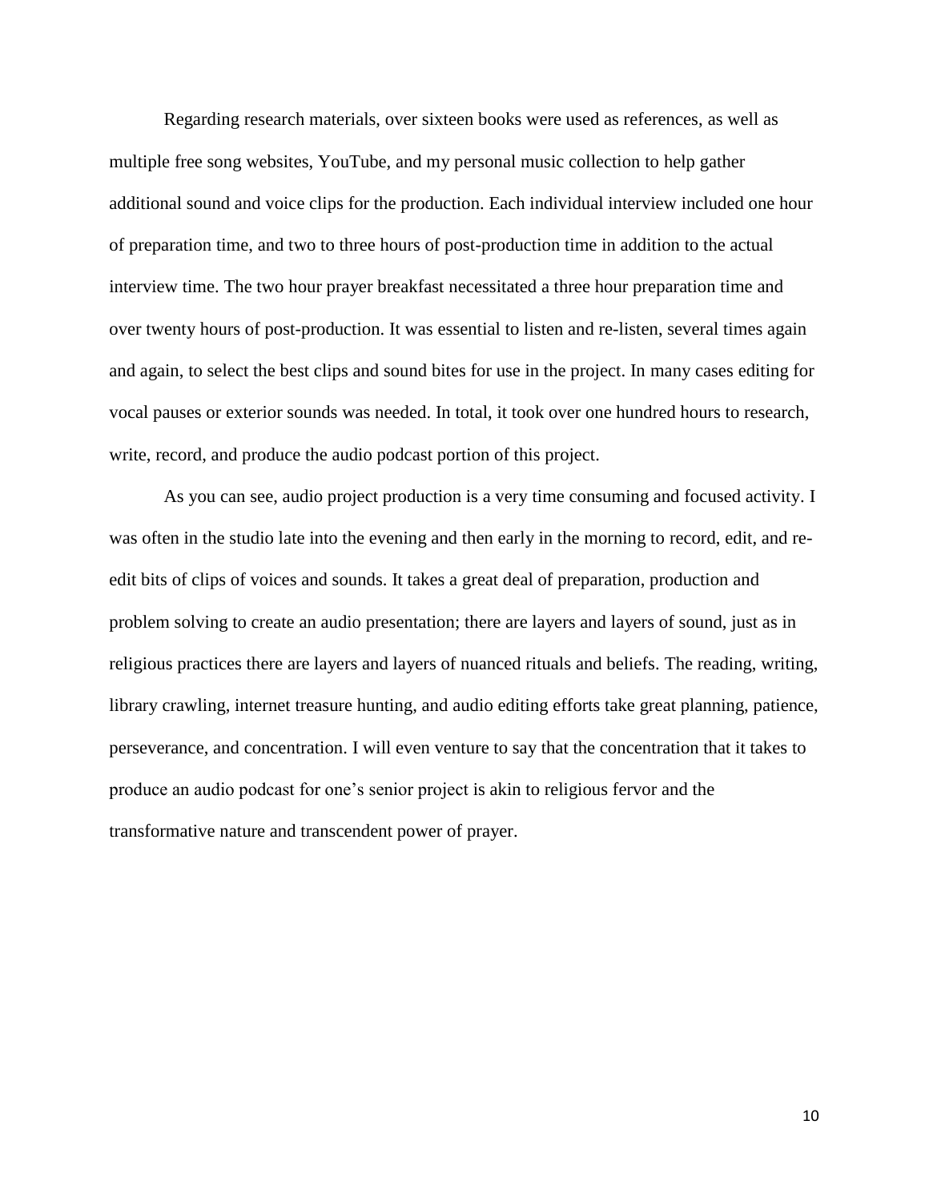Regarding research materials, over sixteen books were used as references, as well as multiple free song websites, YouTube, and my personal music collection to help gather additional sound and voice clips for the production. Each individual interview included one hour of preparation time, and two to three hours of post-production time in addition to the actual interview time. The two hour prayer breakfast necessitated a three hour preparation time and over twenty hours of post-production. It was essential to listen and re-listen, several times again and again, to select the best clips and sound bites for use in the project. In many cases editing for vocal pauses or exterior sounds was needed. In total, it took over one hundred hours to research, write, record, and produce the audio podcast portion of this project.

As you can see, audio project production is a very time consuming and focused activity. I was often in the studio late into the evening and then early in the morning to record, edit, and re-edit bits of clips of voices and sounds. It takes a great deal of preparation, production and problem solving to create an audio presentation; there are layers and layers of sound, just as in religious practices there are layers and layers of nuanced rituals and beliefs. The reading, writing, library crawling, internet treasure hunting, and audio editing efforts take great planning, patience, perseverance, and concentration. I will even venture to say that the concentration that it takes to produce an audio podcast for one's senior project is akin to religious fervor and the transformative nature and transcendent power of prayer.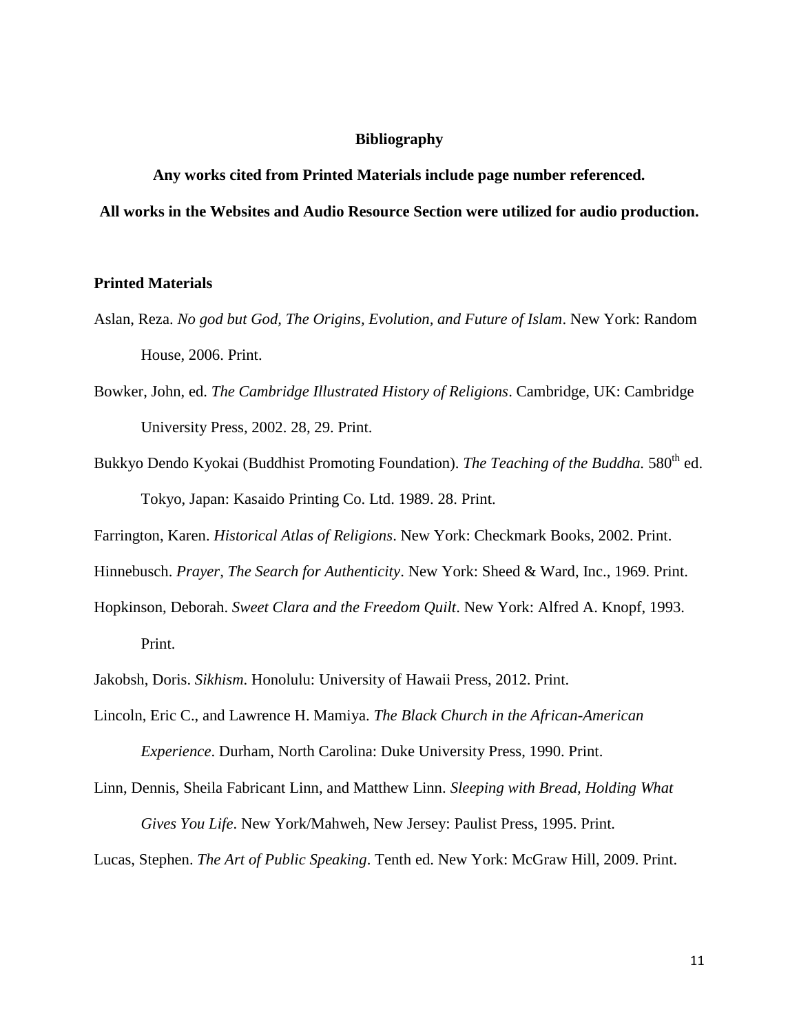## Bibliography

**Any works cited from Printed Materials include page number referenced.**

**All works in the Websites and Audio Resource Section were utilized for audio production.**

### Printed Materials

Aslan, Reza. *No god but God, The Origins, Evolution, and Future of Islam*. New York: Random House, 2006. Print.

Bowker, John, ed. *The Cambridge Illustrated History of Religions*. Cambridge, UK: Cambridge University Press, 2002. 28, 29. Print.

Bukkyo Dendo Kyokai (Buddhist Promoting Foundation). *The Teaching of the Buddha.* 580th ed. Tokyo, Japan: Kasaido Printing Co. Ltd. 1989. 28. Print.

Farrington, Karen. *Historical Atlas of Religions*. New York: Checkmark Books, 2002. Print.

Hinnebusch. *Prayer, The Search for Authenticity*. New York: Sheed & Ward, Inc., 1969. Print.

Hopkinson, Deborah. *Sweet Clara and the Freedom Quilt*. New York: Alfred A. Knopf, 1993. Print.

Jakobsh, Doris. *Sikhism*. Honolulu: University of Hawaii Press, 2012. Print.

Lincoln, Eric C., and Lawrence H. Mamiya. *The Black Church in the African-American Experience*. Durham, North Carolina: Duke University Press, 1990. Print.

Linn, Dennis, Sheila Fabricant Linn, and Matthew Linn. *Sleeping with Bread, Holding What Gives You Life*. New York/Mahweh, New Jersey: Paulist Press, 1995. Print.

Lucas, Stephen. *The Art of Public Speaking*. Tenth ed. New York: McGraw Hill, 2009. Print.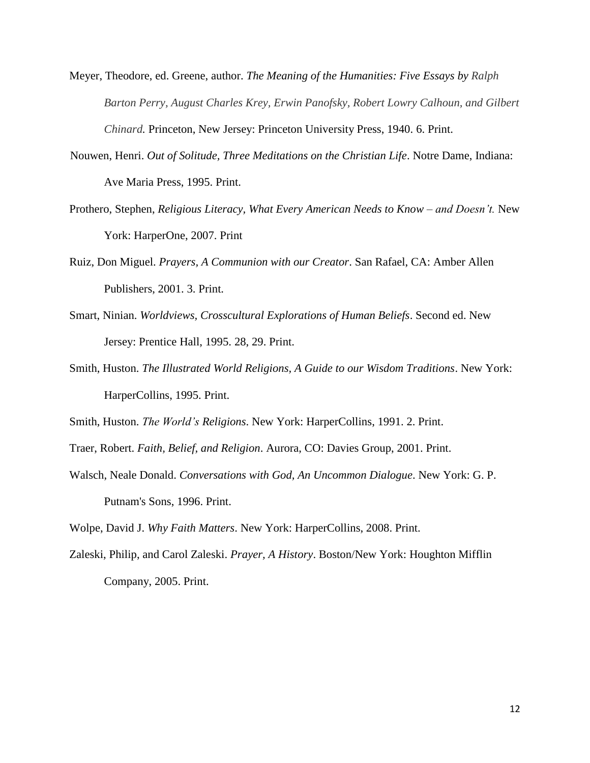Meyer, Theodore, ed. Greene, author. *The Meaning of the Humanities: Five Essays by Ralph Barton Perry, August Charles Krey, Erwin Panofsky, Robert Lowry Calhoun, and Gilbert Chinard.* Princeton, New Jersey: Princeton University Press, 1940. 6. Print.

Nouwen, Henri. *Out of Solitude, Three Meditations on the Christian Life*. Notre Dame, Indiana: Ave Maria Press, 1995. Print.

Prothero, Stephen, *Religious Literacy, What Every American Needs to Know – and Doesn't.* New York: HarperOne, 2007. Print

Ruiz, Don Miguel. *Prayers, A Communion with our Creator*. San Rafael, CA: Amber Allen Publishers, 2001. 3. Print.

Smart, Ninian. *Worldviews, Crosscultural Explorations of Human Beliefs*. Second ed. New Jersey: Prentice Hall, 1995. 28, 29. Print.

Smith, Huston. *The Illustrated World Religions, A Guide to our Wisdom Traditions*. New York: HarperCollins, 1995. Print.

Smith, Huston. *The World's Religions*. New York: HarperCollins, 1991. 2. Print.

Traer, Robert. *Faith, Belief, and Religion*. Aurora, CO: Davies Group, 2001. Print.

Walsch, Neale Donald. *Conversations with God, An Uncommon Dialogue*. New York: G. P. Putnam's Sons, 1996. Print.

Wolpe, David J. *Why Faith Matters*. New York: HarperCollins, 2008. Print.

Zaleski, Philip, and Carol Zaleski. *Prayer, A History*. Boston/New York: Houghton Mifflin Company, 2005. Print.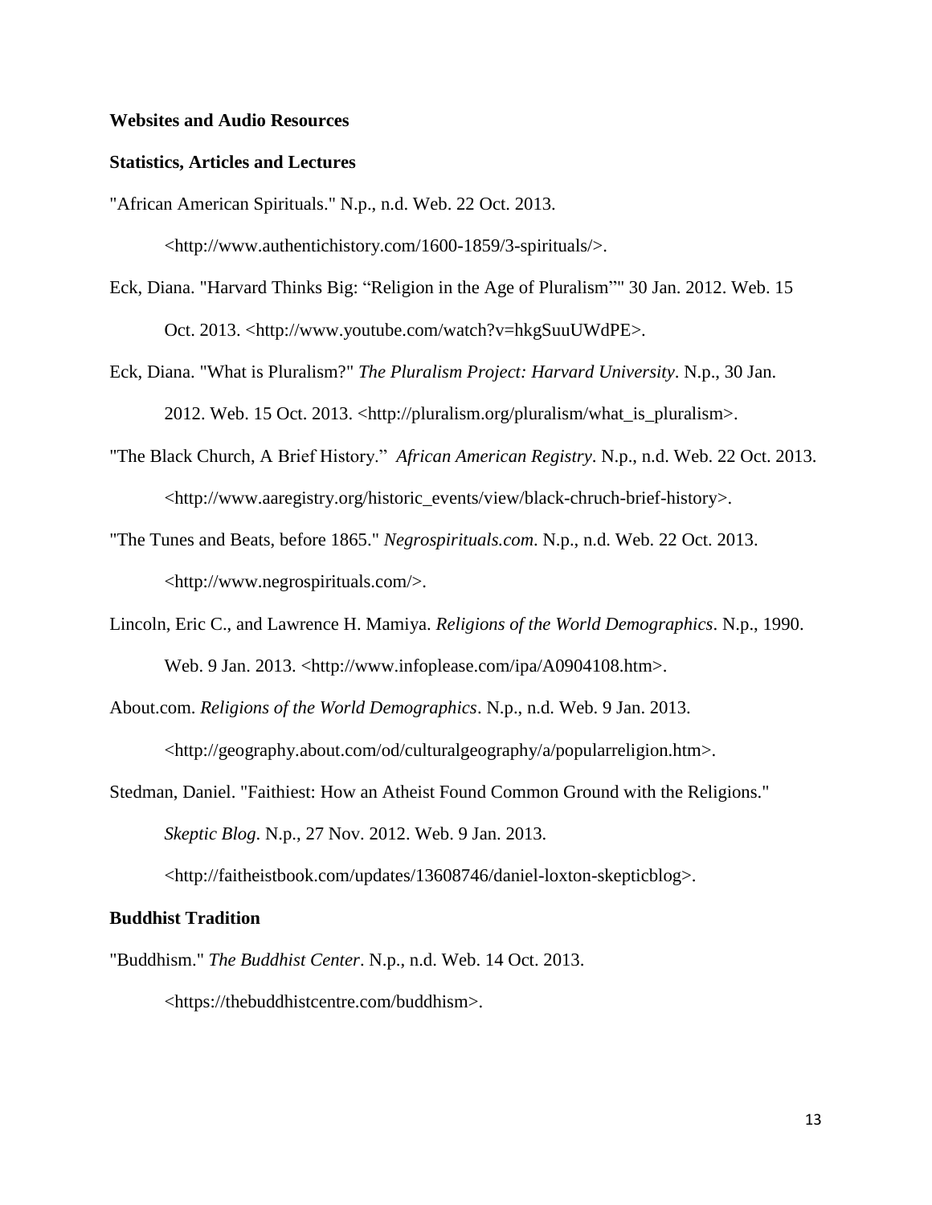**Websites and Audio Resources**

**Statistics, Articles and Lectures**

"African American Spirituals." N.p., n.d. Web. 22 Oct. 2013. <http://www.authentichistory.com/1600-1859/3-spirituals/>.

Eck, Diana. "Harvard Thinks Big: "Religion in the Age of Pluralism"" 30 Jan. 2012. Web. 15 Oct. 2013. <http://www.youtube.com/watch?v=hkgSuuUWdPE>.

Eck, Diana. "What is Pluralism?" *The Pluralism Project: Harvard University*. N.p., 30 Jan. 2012. Web. 15 Oct. 2013. <http://pluralism.org/pluralism/what_is_pluralism>.

"The Black Church, A Brief History." *African American Registry*. N.p., n.d. Web. 22 Oct. 2013. <http://www.aaregistry.org/historic_events/view/black-chruch-brief-history>.

"The Tunes and Beats, before 1865." *Negrospirituals.com*. N.p., n.d. Web. 22 Oct. 2013. <http://www.negrospirituals.com/>.

Lincoln, Eric C., and Lawrence H. Mamiya. *Religions of the World Demographics*. N.p., 1990. Web. 9 Jan. 2013. <http://www.infoplease.com/ipa/A0904108.htm>.

About.com. *Religions of the World Demographics*. N.p., n.d. Web. 9 Jan. 2013. <http://geography.about.com/od/culturalgeography/a/popularreligion.htm>.

Stedman, Daniel. "Faithiest: How an Atheist Found Common Ground with the Religions." *Skeptic Blog*. N.p., 27 Nov. 2012. Web. 9 Jan. 2013. <http://faitheistbook.com/updates/13608746/daniel-loxton-skepticblog>.

**Buddhist Tradition**

"Buddhism." *The Buddhist Center*. N.p., n.d. Web. 14 Oct. 2013. <https://thebuddhistcentre.com/buddhism>.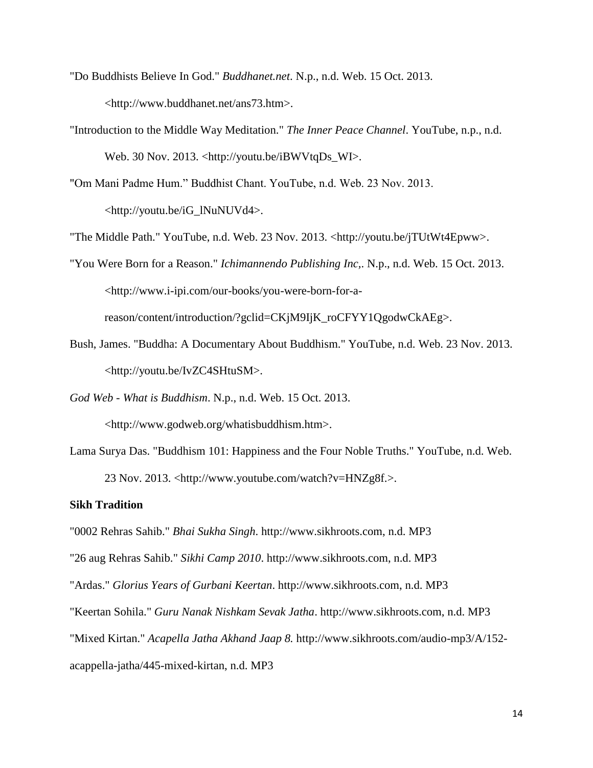"Do Buddhists Believe In God." *Buddhanet.net*. N.p., n.d. Web. 15 Oct. 2013. <http://www.buddhanet.net/ans73.htm>.

"Introduction to the Middle Way Meditation." *The Inner Peace Channel*. YouTube, n.p., n.d. Web. 30 Nov. 2013. <http://youtu.be/iBWVtqDs_WI>.

"Om Mani Padme Hum." Buddhist Chant. YouTube, n.d. Web. 23 Nov. 2013. <http://youtu.be/iG_lNuNUVd4>.

"The Middle Path." YouTube, n.d. Web. 23 Nov. 2013. <http://youtu.be/jTUtWt4Epww>.

"You Were Born for a Reason." *Ichimannendo Publishing Inc,*. N.p., n.d. Web. 15 Oct. 2013. <http://www.i-ipi.com/our-books/you-were-born-for-a-reason/content/introduction/?gclid=CKjM9IjK_roCFYY1QgodwCkAEg>.

Bush, James. "Buddha: A Documentary About Buddhism." YouTube, n.d. Web. 23 Nov. 2013. <http://youtu.be/IvZC4SHtuSM>.

*God Web - What is Buddhism*. N.p., n.d. Web. 15 Oct. 2013. <http://www.godweb.org/whatisbuddhism.htm>.

Lama Surya Das. "Buddhism 101: Happiness and the Four Noble Truths." YouTube, n.d. Web. 23 Nov. 2013. <http://www.youtube.com/watch?v=HNZg8f.>.

**Sikh Tradition**

"0002 Rehras Sahib." *Bhai Sukha Singh*. http://www.sikhroots.com, n.d. MP3

"26 aug Rehras Sahib." *Sikhi Camp 2010*. http://www.sikhroots.com, n.d. MP3

"Ardas." *Glorius Years of Gurbani Keertan*. http://www.sikhroots.com, n.d. MP3

"Keertan Sohila." *Guru Nanak Nishkam Sevak Jatha*. http://www.sikhroots.com, n.d. MP3

"Mixed Kirtan." *Acapella Jatha Akhand Jaap 8.* http://www.sikhroots.com/audio-mp3/A/152-acappella-jatha/445-mixed-kirtan, n.d. MP3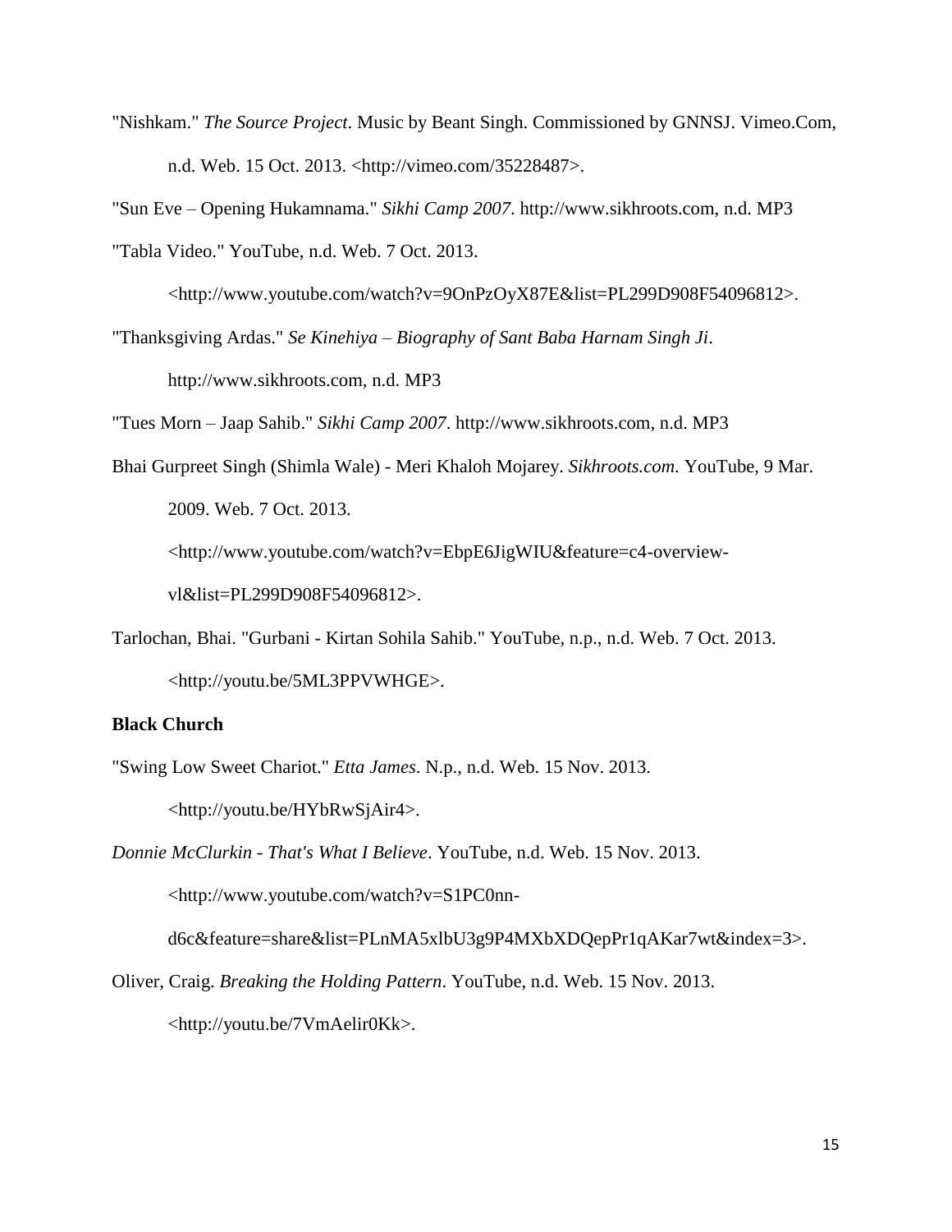"Nishkam." *The Source Project*. Music by Beant Singh. Commissioned by GNNSJ. Vimeo.Com, n.d. Web. 15 Oct. 2013. <http://vimeo.com/35228487>.

"Sun Eve – Opening Hukamnama." *Sikhi Camp 2007*. http://www.sikhroots.com, n.d. MP3

"Tabla Video." YouTube, n.d. Web. 7 Oct. 2013. <http://www.youtube.com/watch?v=9OnPzOyX87E&list=PL299D908F54096812>.

"Thanksgiving Ardas." *Se Kinehiya – Biography of Sant Baba Harnam Singh Ji*. http://www.sikhroots.com, n.d. MP3

"Tues Morn – Jaap Sahib." *Sikhi Camp 2007*. http://www.sikhroots.com, n.d. MP3

Bhai Gurpreet Singh (Shimla Wale) - Meri Khaloh Mojarey. *Sikhroots.com*. YouTube, 9 Mar. 2009. Web. 7 Oct. 2013. <http://www.youtube.com/watch?v=EbpE6JigWIU&feature=c4-overview-vl&list=PL299D908F54096812>.

Tarlochan, Bhai. "Gurbani - Kirtan Sohila Sahib." YouTube, n.p., n.d. Web. 7 Oct. 2013. <http://youtu.be/5ML3PPVWHGE>.

**Black Church**

"Swing Low Sweet Chariot." *Etta James*. N.p., n.d. Web. 15 Nov. 2013. <http://youtu.be/HYbRwSjAir4>.

*Donnie McClurkin - That's What I Believe*. YouTube, n.d. Web. 15 Nov. 2013. <http://www.youtube.com/watch?v=S1PC0nn-d6c&feature=share&list=PLnMA5xlbU3g9P4MXbXDQepPr1qAKar7wt&index=3>.

Oliver, Craig. *Breaking the Holding Pattern*. YouTube, n.d. Web. 15 Nov. 2013. <http://youtu.be/7VmAelir0Kk>.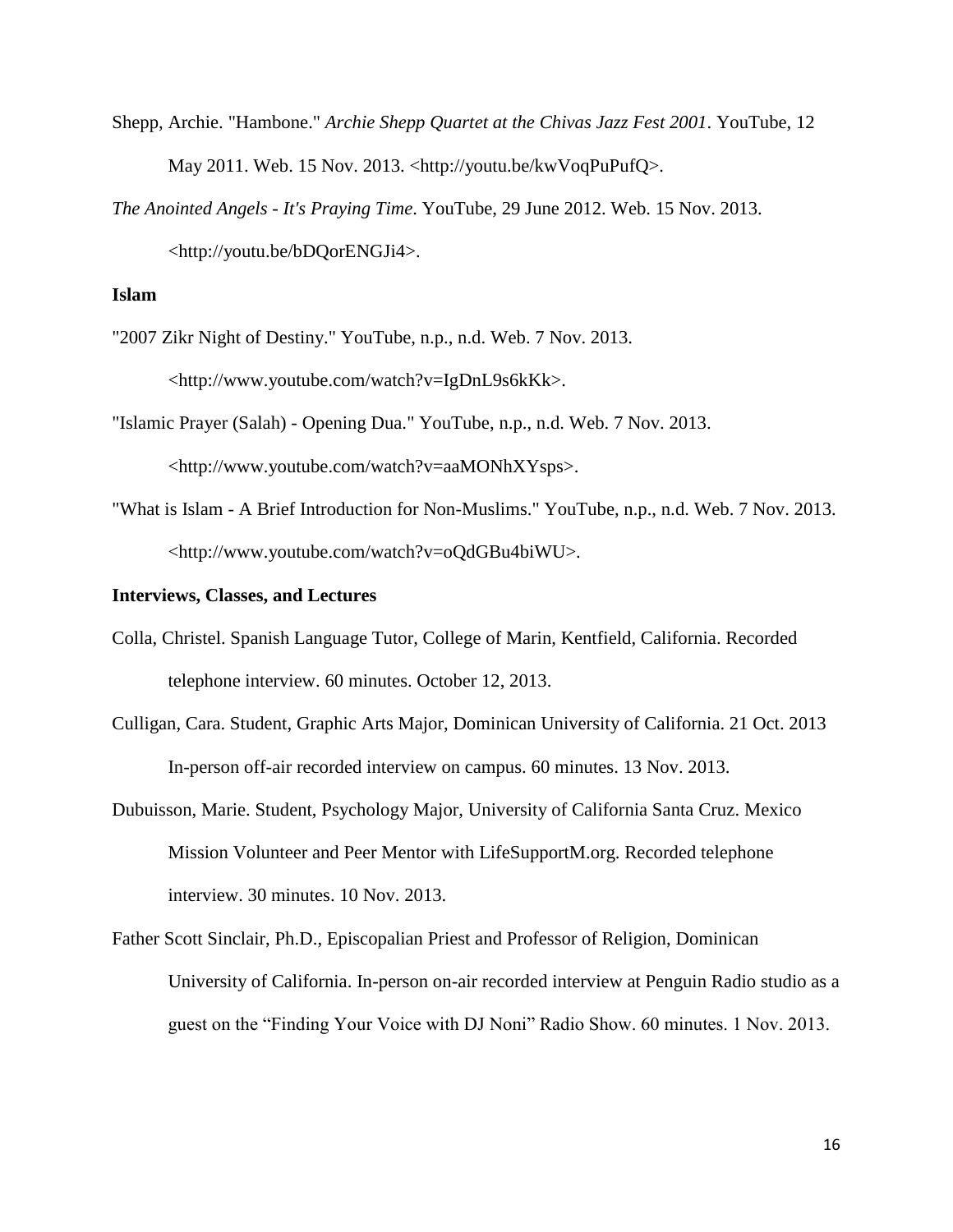Shepp, Archie. "Hambone." *Archie Shepp Quartet at the Chivas Jazz Fest 2001*. YouTube, 12 May 2011. Web. 15 Nov. 2013. <http://youtu.be/kwVoqPuPufQ>.

*The Anointed Angels - It's Praying Time*. YouTube, 29 June 2012. Web. 15 Nov. 2013. <http://youtu.be/bDQorENGJi4>.

**Islam**

"2007 Zikr Night of Destiny." YouTube, n.p., n.d. Web. 7 Nov. 2013. <http://www.youtube.com/watch?v=IgDnL9s6kKk>.

"Islamic Prayer (Salah) - Opening Dua." YouTube, n.p., n.d. Web. 7 Nov. 2013. <http://www.youtube.com/watch?v=aaMONhXYsps>.

"What is Islam - A Brief Introduction for Non-Muslims." YouTube, n.p., n.d. Web. 7 Nov. 2013. <http://www.youtube.com/watch?v=oQdGBu4biWU>.

**Interviews, Classes, and Lectures**

Colla, Christel. Spanish Language Tutor, College of Marin, Kentfield, California. Recorded telephone interview. 60 minutes. October 12, 2013.

Culligan, Cara. Student, Graphic Arts Major, Dominican University of California. 21 Oct. 2013 In-person off-air recorded interview on campus. 60 minutes. 13 Nov. 2013.

Dubuisson, Marie. Student, Psychology Major, University of California Santa Cruz. Mexico Mission Volunteer and Peer Mentor with LifeSupportM.org. Recorded telephone interview. 30 minutes. 10 Nov. 2013.

Father Scott Sinclair, Ph.D., Episcopalian Priest and Professor of Religion, Dominican University of California. In-person on-air recorded interview at Penguin Radio studio as a guest on the "Finding Your Voice with DJ Noni" Radio Show. 60 minutes. 1 Nov. 2013.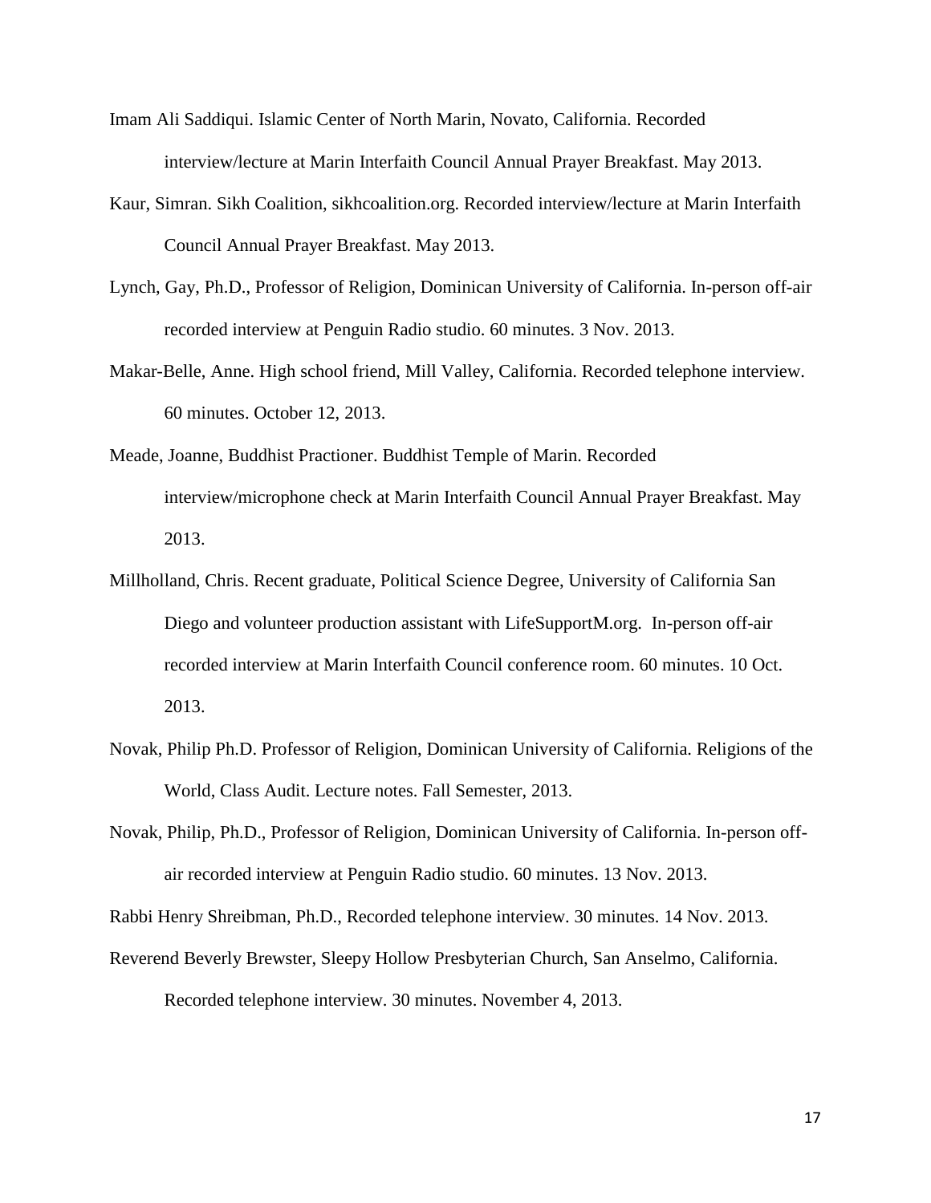Imam Ali Saddiqui. Islamic Center of North Marin, Novato, California. Recorded interview/lecture at Marin Interfaith Council Annual Prayer Breakfast. May 2013.

Kaur, Simran. Sikh Coalition, sikhcoalition.org. Recorded interview/lecture at Marin Interfaith Council Annual Prayer Breakfast. May 2013.

Lynch, Gay, Ph.D., Professor of Religion, Dominican University of California. In-person off-air recorded interview at Penguin Radio studio. 60 minutes. 3 Nov. 2013.

Makar-Belle, Anne. High school friend, Mill Valley, California. Recorded telephone interview. 60 minutes. October 12, 2013.

Meade, Joanne, Buddhist Practioner. Buddhist Temple of Marin. Recorded interview/microphone check at Marin Interfaith Council Annual Prayer Breakfast. May 2013.

Millholland, Chris. Recent graduate, Political Science Degree, University of California San Diego and volunteer production assistant with LifeSupportM.org. In-person off-air recorded interview at Marin Interfaith Council conference room. 60 minutes. 10 Oct. 2013.

Novak, Philip Ph.D. Professor of Religion, Dominican University of California. Religions of the World, Class Audit. Lecture notes. Fall Semester, 2013.

Novak, Philip, Ph.D., Professor of Religion, Dominican University of California. In-person off-air recorded interview at Penguin Radio studio. 60 minutes. 13 Nov. 2013.

Rabbi Henry Shreibman, Ph.D., Recorded telephone interview. 30 minutes. 14 Nov. 2013.

Reverend Beverly Brewster, Sleepy Hollow Presbyterian Church, San Anselmo, California. Recorded telephone interview. 30 minutes. November 4, 2013.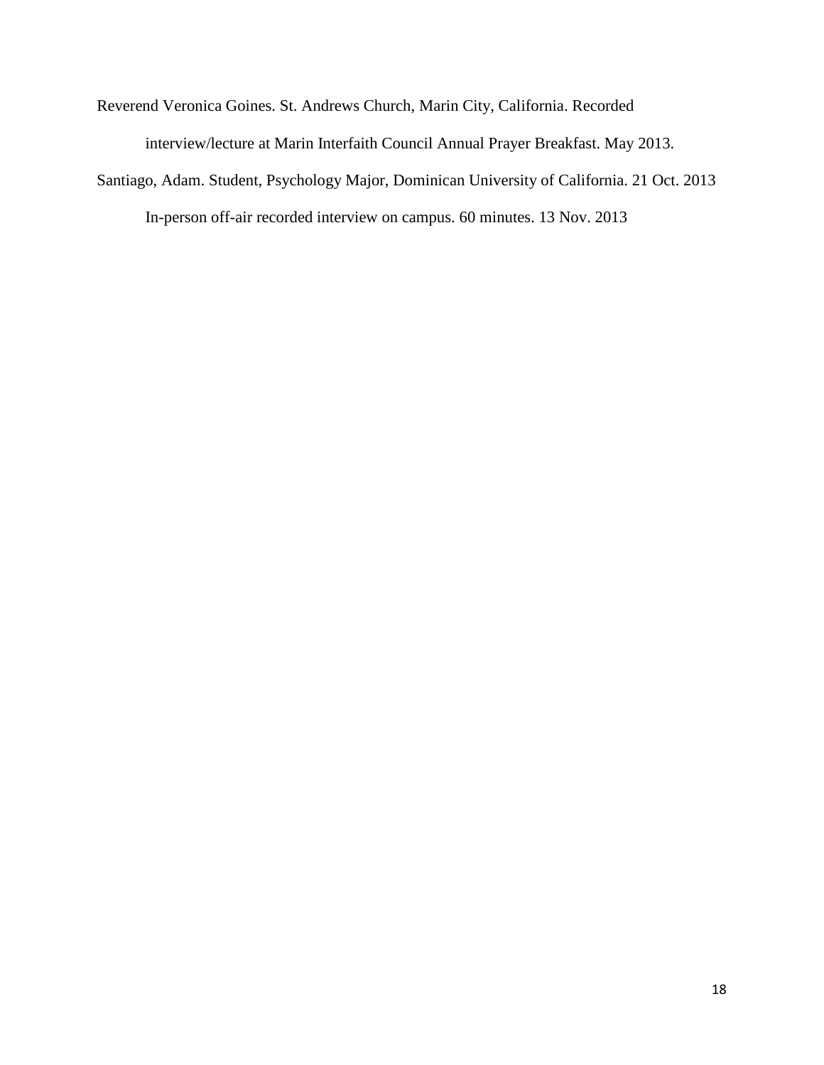Reverend Veronica Goines. St. Andrews Church, Marin City, California. Recorded interview/lecture at Marin Interfaith Council Annual Prayer Breakfast. May 2013.

Santiago, Adam. Student, Psychology Major, Dominican University of California. 21 Oct. 2013 In-person off-air recorded interview on campus. 60 minutes. 13 Nov. 2013